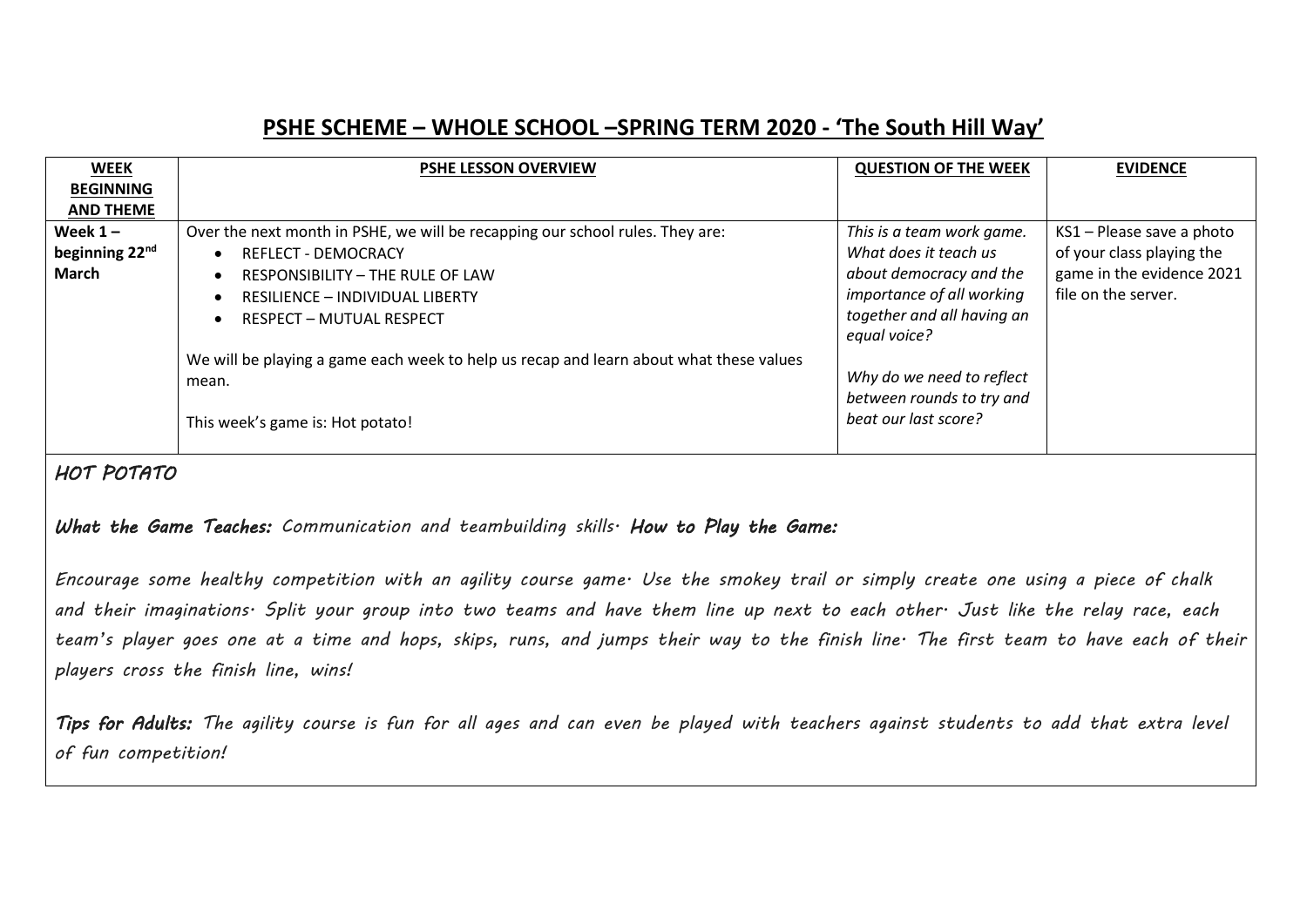# PSHE SCHEME – WHOLE SCHOOL –SPRING TERM 2020 - 'The South Hill Way'

| WEEK BEGINNING AND THEME | PSHE LESSON OVERVIEW | QUESTION OF THE WEEK | EVIDENCE |
|---|---|---|---|
| **Week 1 – beginning 22nd March** | Over the next month in PSHE, we will be recapping our school rules. They are:<br>• REFLECT - DEMOCRACY<br>• RESPONSIBILITY – THE RULE OF LAW<br>• RESILIENCE – INDIVIDUAL LIBERTY<br>• RESPECT – MUTUAL RESPECT<br><br>We will be playing a game each week to help us recap and learn about what these values mean.<br><br>This week's game is: Hot potato! | *This is a team work game. What does it teach us about democracy and the importance of all working together and all having an equal voice?*<br><br>*Why do we need to reflect between rounds to try and beat our last score?* | KS1 – Please save a photo of your class playing the game in the evidence 2021 file on the server. |

*HOT POTATO*

***What the Game Teaches:*** *Communication and teambuilding skills.* ***How to Play the Game:***

*Encourage some healthy competition with an agility course game. Use the smokey trail or simply create one using a piece of chalk and their imaginations. Split your group into two teams and have them line up next to each other. Just like the relay race, each team's player goes one at a time and hops, skips, runs, and jumps their way to the finish line. The first team to have each of their players cross the finish line, wins!*

***Tips for Adults:*** *The agility course is fun for all ages and can even be played with teachers against students to add that extra level of fun competition!*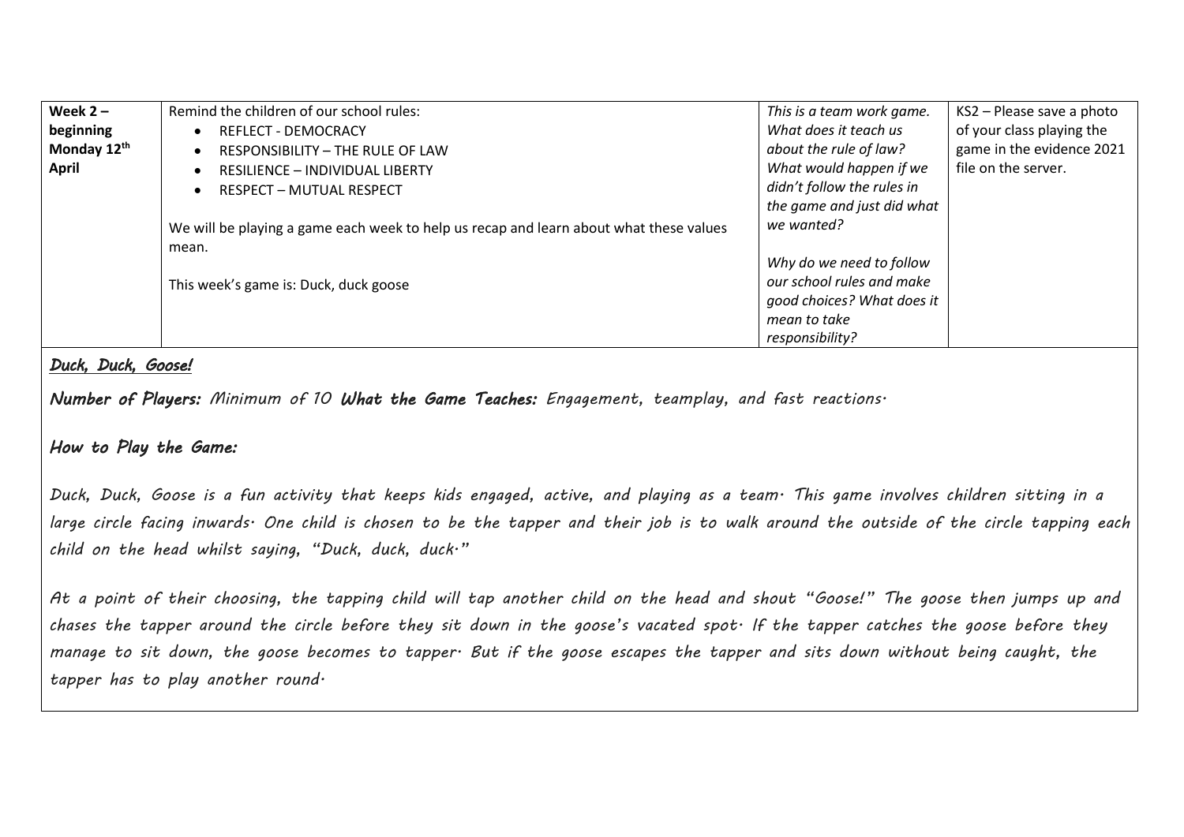| | | | |
|---|---|---|---|
| **Week 2 – beginning Monday 12th April** | Remind the children of our school rules:<br>• REFLECT - DEMOCRACY<br>• RESPONSIBILITY – THE RULE OF LAW<br>• RESILIENCE – INDIVIDUAL LIBERTY<br>• RESPECT – MUTUAL RESPECT<br><br>We will be playing a game each week to help us recap and learn about what these values mean.<br><br>This week's game is: Duck, duck goose | *This is a team work game. What does it teach us about the rule of law? What would happen if we didn't follow the rules in the game and just did what we wanted?*<br><br>*Why do we need to follow our school rules and make good choices? What does it mean to take responsibility?* | KS2 – Please save a photo of your class playing the game in the evidence 2021 file on the server. |

***<u>Duck, Duck, Goose!</u>***

***Number of Players:*** *Minimum of 10* ***What the Game Teaches:*** *Engagement, teamplay, and fast reactions.*

***How to Play the Game:***

*Duck, Duck, Goose is a fun activity that keeps kids engaged, active, and playing as a team. This game involves children sitting in a large circle facing inwards. One child is chosen to be the tapper and their job is to walk around the outside of the circle tapping each child on the head whilst saying, "Duck, duck, duck."*

*At a point of their choosing, the tapping child will tap another child on the head and shout "Goose!" The goose then jumps up and chases the tapper around the circle before they sit down in the goose's vacated spot. If the tapper catches the goose before they manage to sit down, the goose becomes to tapper. But if the goose escapes the tapper and sits down without being caught, the tapper has to play another round.*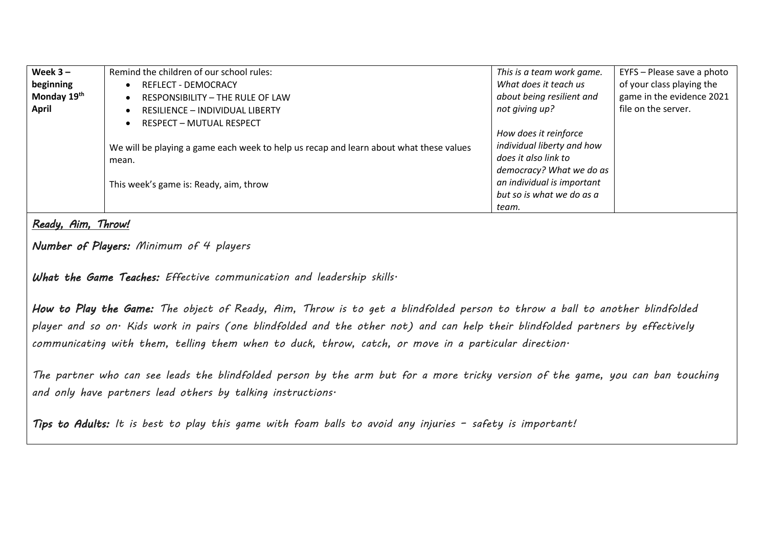| | | | |
|---|---|---|---|
| **Week 3 – beginning Monday 19th April** | Remind the children of our school rules:<br>• REFLECT - DEMOCRACY<br>• RESPONSIBILITY – THE RULE OF LAW<br>• RESILIENCE – INDIVIDUAL LIBERTY<br>• RESPECT – MUTUAL RESPECT<br><br>We will be playing a game each week to help us recap and learn about what these values mean.<br><br>This week's game is: Ready, aim, throw | *This is a team work game. What does it teach us about being resilient and not giving up?*<br><br>*How does it reinforce individual liberty and how does it also link to democracy? What we do as an individual is important but so is what we do as a team.* | EYFS – Please save a photo of your class playing the game in the evidence 2021 file on the server. |

***Ready, Aim, Throw!***

***Number of Players:*** *Minimum of 4 players*

***What the Game Teaches:*** *Effective communication and leadership skills.*

***How to Play the Game:*** *The object of Ready, Aim, Throw is to get a blindfolded person to throw a ball to another blindfolded player and so on. Kids work in pairs (one blindfolded and the other not) and can help their blindfolded partners by effectively communicating with them, telling them when to duck, throw, catch, or move in a particular direction.*

*The partner who can see leads the blindfolded person by the arm but for a more tricky version of the game, you can ban touching and only have partners lead others by talking instructions.*

***Tips to Adults:*** *It is best to play this game with foam balls to avoid any injuries – safety is important!*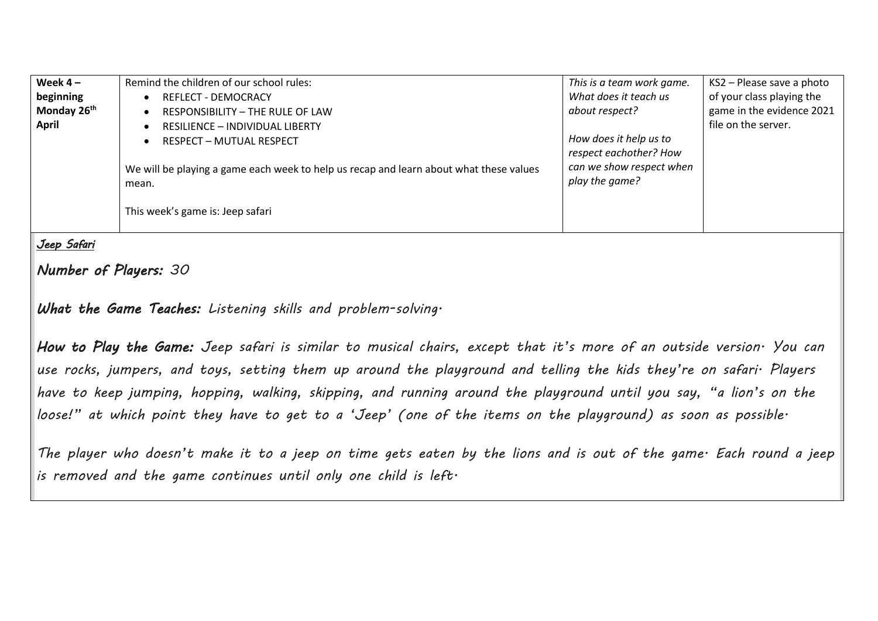| | | | |
|---|---|---|---|
| **Week 4 – beginning Monday 26th April** | Remind the children of our school rules:<br>• REFLECT - DEMOCRACY<br>• RESPONSIBILITY – THE RULE OF LAW<br>• RESILIENCE – INDIVIDUAL LIBERTY<br>• RESPECT – MUTUAL RESPECT<br><br>We will be playing a game each week to help us recap and learn about what these values mean.<br><br>This week's game is: Jeep safari | *This is a team work game. What does it teach us about respect?*<br><br>*How does it help us to respect eachother? How can we show respect when play the game?* | KS2 – Please save a photo of your class playing the game in the evidence 2021 file on the server. |

***Jeep Safari***

***Number of Players:*** *30*

***What the Game Teaches:*** *Listening skills and problem-solving.*

***How to Play the Game:*** *Jeep safari is similar to musical chairs, except that it's more of an outside version. You can use rocks, jumpers, and toys, setting them up around the playground and telling the kids they're on safari. Players have to keep jumping, hopping, walking, skipping, and running around the playground until you say, "a lion's on the loose!" at which point they have to get to a 'Jeep' (one of the items on the playground) as soon as possible.*

*The player who doesn't make it to a jeep on time gets eaten by the lions and is out of the game. Each round a jeep is removed and the game continues until only one child is left.*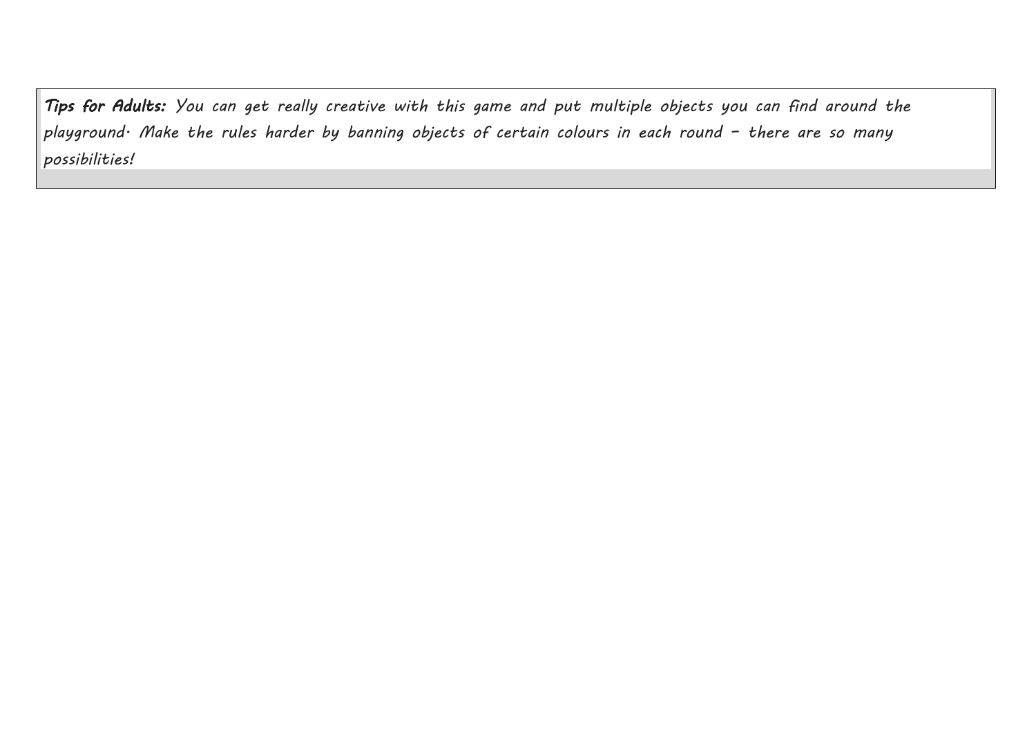***Tips for Adults:*** *You can get really creative with this game and put multiple objects you can find around the playground. Make the rules harder by banning objects of certain colours in each round – there are so many possibilities!*